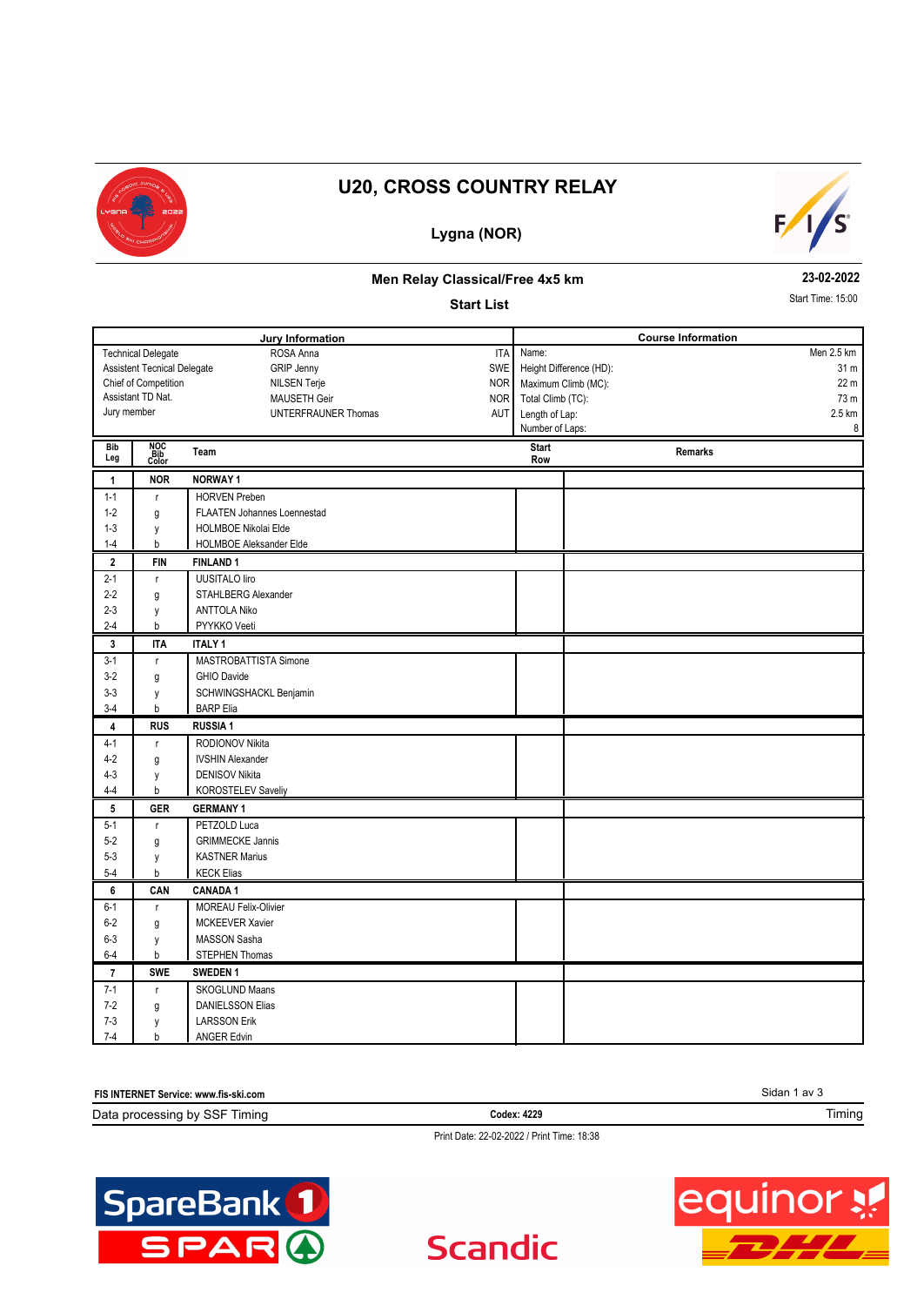# U20, CROSS COUNTRY RELAY

## Lygna (NOR)

### Men Relay Classical/Free 4x5 km

**23-02-2022**

**Start List**

Start Time: 15:00

| Jury Information | | |
|---|---|---|
| Technical Delegate | ROSA Anna | ITA |
| Assistent Tecnical Delegate | GRIP Jenny | SWE |
| Chief of Competition | NILSEN Terje | NOR |
| Assistant TD Nat. | MAUSETH Geir | NOR |
| Jury member | UNTERFRAUNER Thomas | AUT |

| Course Information | |
|---|---|
| Name: | Men 2.5 km |
| Height Difference (HD): | 31 m |
| Maximum Climb (MC): | 22 m |
| Total Climb (TC): | 73 m |
| Length of Lap: | 2.5 km |
| Number of Laps: | 8 |

| Bib Leg | NOC Bib Color | Team | Start Row | Remarks |
|---|---|---|---|---|
| **1** | **NOR** | **NORWAY 1** | | |
| 1-1 | r | HORVEN Preben | | |
| 1-2 | g | FLAATEN Johannes Loennestad | | |
| 1-3 | y | HOLMBOE Nikolai Elde | | |
| 1-4 | b | HOLMBOE Aleksander Elde | | |
| **2** | **FIN** | **FINLAND 1** | | |
| 2-1 | r | UUSITALO Iiro | | |
| 2-2 | g | STAHLBERG Alexander | | |
| 2-3 | y | ANTTOLA Niko | | |
| 2-4 | b | PYYKKO Veeti | | |
| **3** | **ITA** | **ITALY 1** | | |
| 3-1 | r | MASTROBATTISTA Simone | | |
| 3-2 | g | GHIO Davide | | |
| 3-3 | y | SCHWINGSHACKL Benjamin | | |
| 3-4 | b | BARP Elia | | |
| **4** | **RUS** | **RUSSIA 1** | | |
| 4-1 | r | RODIONOV Nikita | | |
| 4-2 | g | IVSHIN Alexander | | |
| 4-3 | y | DENISOV Nikita | | |
| 4-4 | b | KOROSTELEV Saveliy | | |
| **5** | **GER** | **GERMANY 1** | | |
| 5-1 | r | PETZOLD Luca | | |
| 5-2 | g | GRIMMECKE Jannis | | |
| 5-3 | y | KASTNER Marius | | |
| 5-4 | b | KECK Elias | | |
| **6** | **CAN** | **CANADA 1** | | |
| 6-1 | r | MOREAU Felix-Olivier | | |
| 6-2 | g | MCKEEVER Xavier | | |
| 6-3 | y | MASSON Sasha | | |
| 6-4 | b | STEPHEN Thomas | | |
| **7** | **SWE** | **SWEDEN 1** | | |
| 7-1 | r | SKOGLUND Maans | | |
| 7-2 | g | DANIELSSON Elias | | |
| 7-3 | y | LARSSON Erik | | |
| 7-4 | b | ANGER Edvin | | |

FIS INTERNET Service: www.fis-ski.com

Data processing by SSF Timing — Codex: 4229 — Timing

Print Date: 22-02-2022 / Print Time: 18:38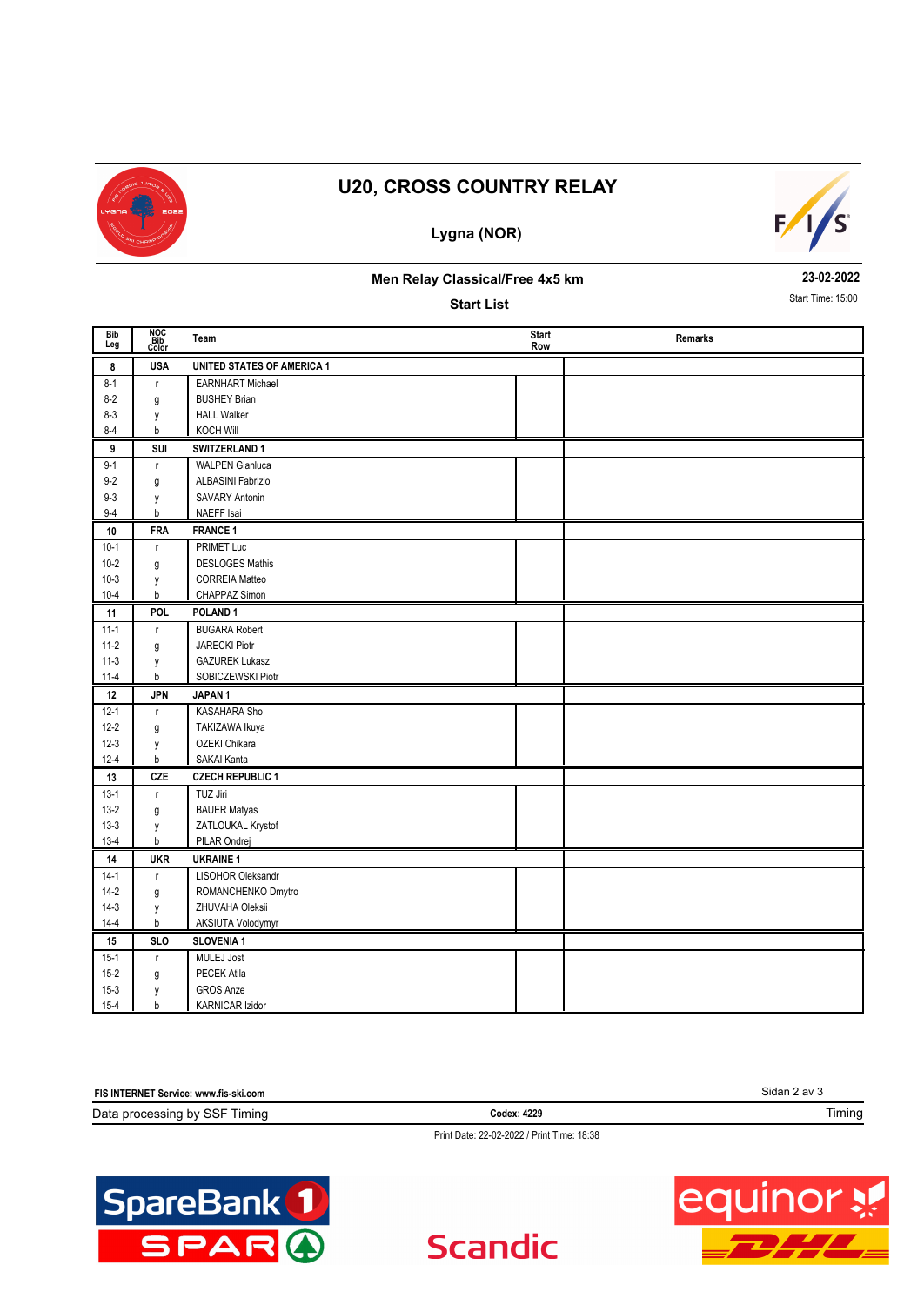# U20, CROSS COUNTRY RELAY

## Lygna (NOR)

### Men Relay Classical/Free 4x5 km

**23-02-2022**

**Start List**

Start Time: 15:00

| Bib Leg | NOC Bib Color | Team | Start Row | Remarks |
|---|---|---|---|---|
| **8** | **USA** | **UNITED STATES OF AMERICA 1** | | |
| 8-1 | r | EARNHART Michael | | |
| 8-2 | g | BUSHEY Brian | | |
| 8-3 | y | HALL Walker | | |
| 8-4 | b | KOCH Will | | |
| **9** | **SUI** | **SWITZERLAND 1** | | |
| 9-1 | r | WALPEN Gianluca | | |
| 9-2 | g | ALBASINI Fabrizio | | |
| 9-3 | y | SAVARY Antonin | | |
| 9-4 | b | NAEFF Isai | | |
| **10** | **FRA** | **FRANCE 1** | | |
| 10-1 | r | PRIMET Luc | | |
| 10-2 | g | DESLOGES Mathis | | |
| 10-3 | y | CORREIA Matteo | | |
| 10-4 | b | CHAPPAZ Simon | | |
| **11** | **POL** | **POLAND 1** | | |
| 11-1 | r | BUGARA Robert | | |
| 11-2 | g | JARECKI Piotr | | |
| 11-3 | y | GAZUREK Lukasz | | |
| 11-4 | b | SOBICZEWSKI Piotr | | |
| **12** | **JPN** | **JAPAN 1** | | |
| 12-1 | r | KASAHARA Sho | | |
| 12-2 | g | TAKIZAWA Ikuya | | |
| 12-3 | y | OZEKI Chikara | | |
| 12-4 | b | SAKAI Kanta | | |
| **13** | **CZE** | **CZECH REPUBLIC 1** | | |
| 13-1 | r | TUZ Jiri | | |
| 13-2 | g | BAUER Matyas | | |
| 13-3 | y | ZATLOUKAL Krystof | | |
| 13-4 | b | PILAR Ondrej | | |
| **14** | **UKR** | **UKRAINE 1** | | |
| 14-1 | r | LISOHOR Oleksandr | | |
| 14-2 | g | ROMANCHENKO Dmytro | | |
| 14-3 | y | ZHUVAHA Oleksii | | |
| 14-4 | b | AKSIUTA Volodymyr | | |
| **15** | **SLO** | **SLOVENIA 1** | | |
| 15-1 | r | MULEJ Jost | | |
| 15-2 | g | PECEK Atila | | |
| 15-3 | y | GROS Anze | | |
| 15-4 | b | KARNICAR Izidor | | |

FIS INTERNET Service: www.fis-ski.com

Data processing by SSF Timing | Codex: 4229 | Timing

Print Date: 22-02-2022 / Print Time: 18:38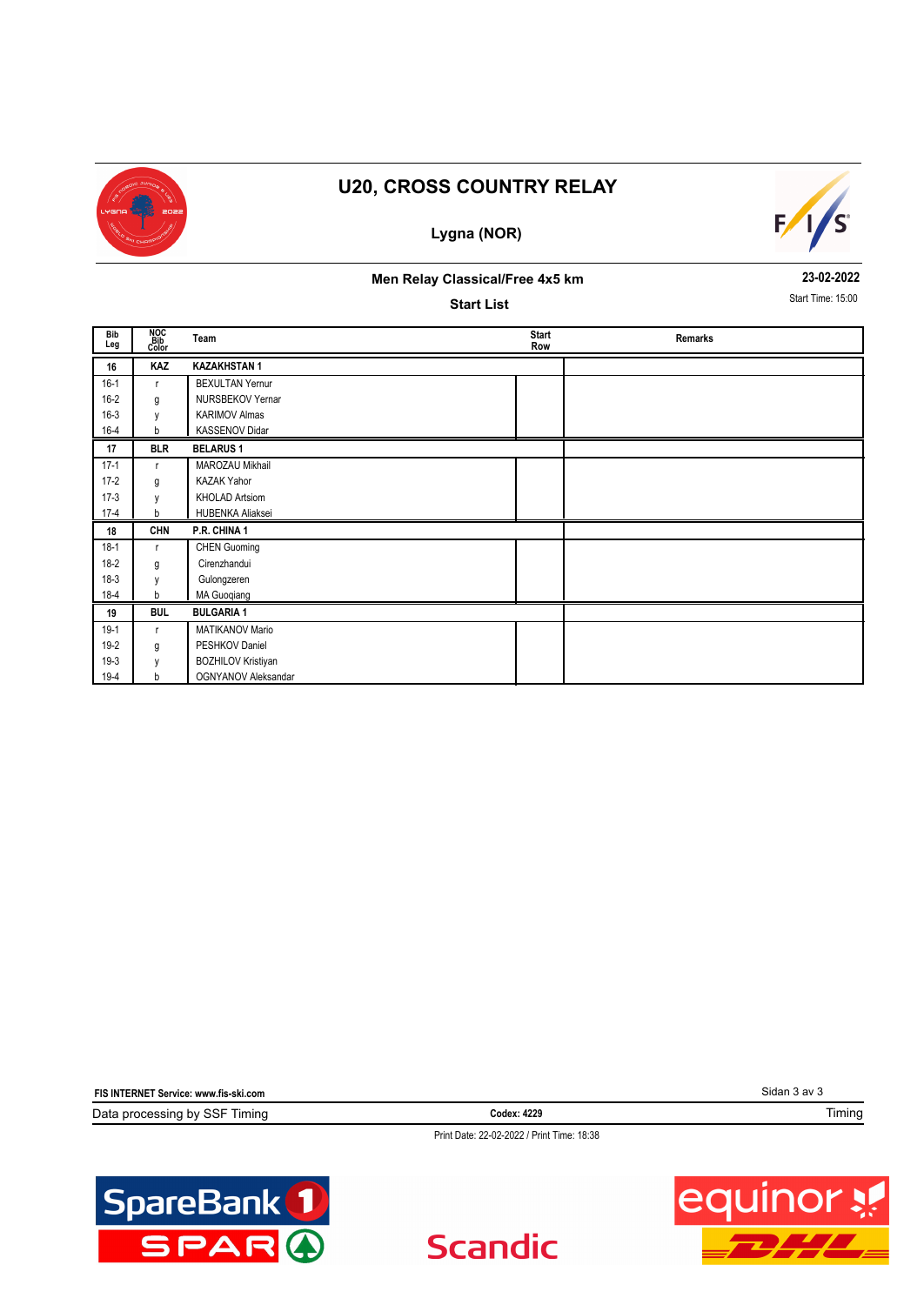# U20, CROSS COUNTRY RELAY

## Lygna (NOR)

### Men Relay Classical/Free 4x5 km

**23-02-2022**

### Start List

Start Time: 15:00

| Bib Leg | NOC Bib Color | Team | Start Row | Remarks |
|---|---|---|---|---|
| **16** | **KAZ** | **KAZAKHSTAN 1** | | |
| 16-1 | r | BEXULTAN Yernur | | |
| 16-2 | g | NURSBEKOV Yernar | | |
| 16-3 | y | KARIMOV Almas | | |
| 16-4 | b | KASSENOV Didar | | |
| **17** | **BLR** | **BELARUS 1** | | |
| 17-1 | r | MAROZAU Mikhail | | |
| 17-2 | g | KAZAK Yahor | | |
| 17-3 | y | KHOLAD Artsiom | | |
| 17-4 | b | HUBENKA Aliaksei | | |
| **18** | **CHN** | **P.R. CHINA 1** | | |
| 18-1 | r | CHEN Guoming | | |
| 18-2 | g | Cirenzhandui | | |
| 18-3 | y | Gulongzeren | | |
| 18-4 | b | MA Guoqiang | | |
| **19** | **BUL** | **BULGARIA 1** | | |
| 19-1 | r | MATIKANOV Mario | | |
| 19-2 | g | PESHKOV Daniel | | |
| 19-3 | y | BOZHILOV Kristiyan | | |
| 19-4 | b | OGNYANOV Aleksandar | | |

FIS INTERNET Service: www.fis-ski.com

Data processing by SSF Timing | Codex: 4229 | Timing

Print Date: 22-02-2022 / Print Time: 18:38